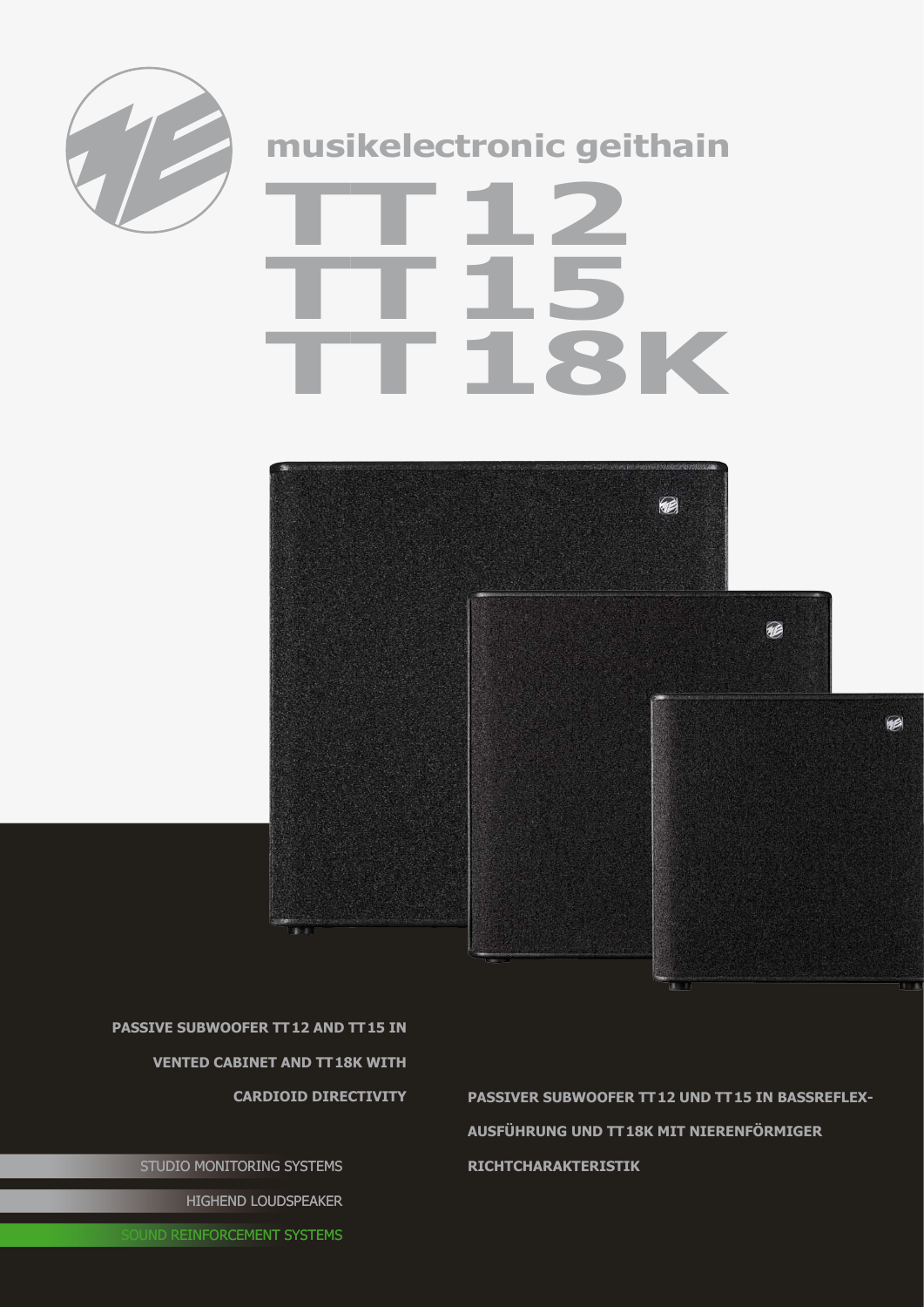musikelectronic geithain

# TT 12
# TT 15
# TT 18K

**PASSIVE SUBWOOFER TT 12 AND TT 15 IN VENTED CABINET AND TT 18K WITH CARDIOID DIRECTIVITY**

**PASSIVER SUBWOOFER TT 12 UND TT 15 IN BASSREFLEX-AUSFÜHRUNG UND TT 18K MIT NIERENFÖRMIGER RICHTCHARAKTERISTIK**

STUDIO MONITORING SYSTEMS

HIGHEND LOUDSPEAKER

SOUND REINFORCEMENT SYSTEMS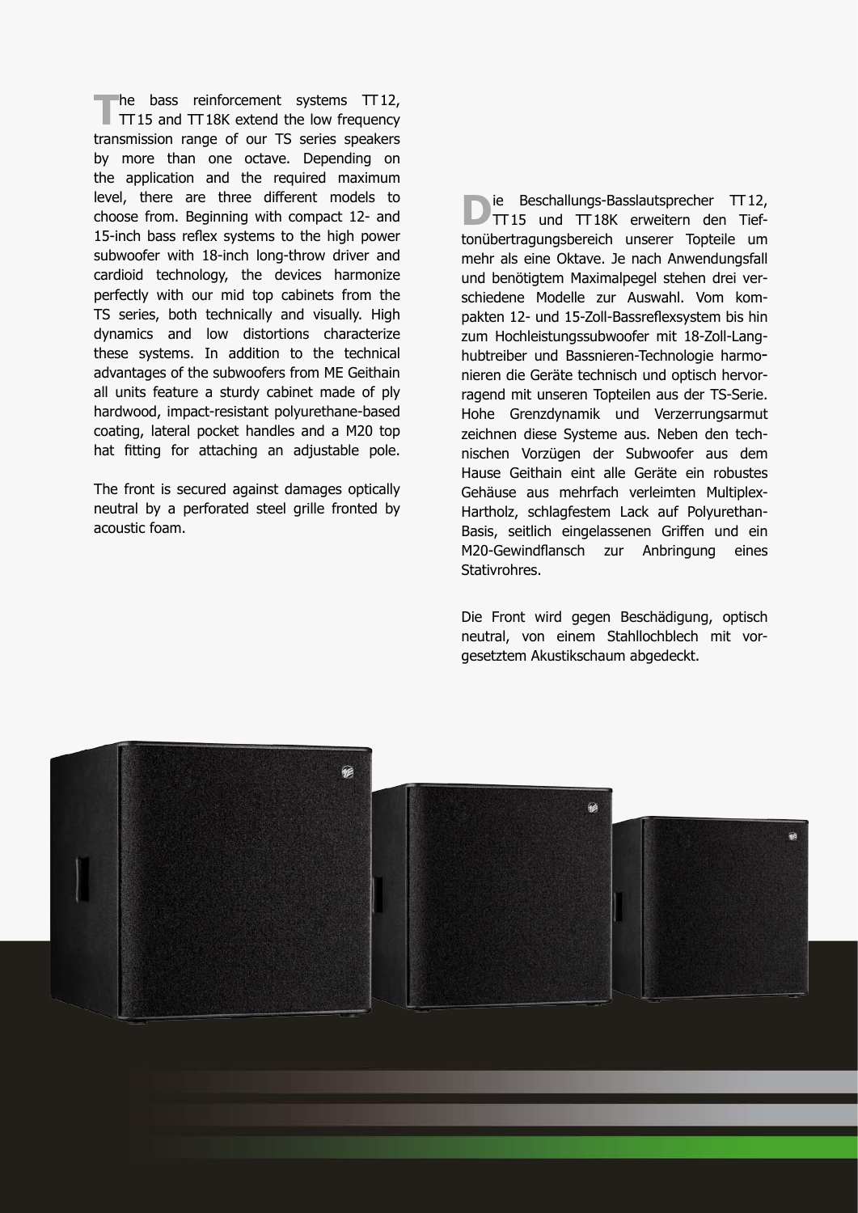The bass reinforcement systems TT12, TT15 and TT18K extend the low frequency transmission range of our TS series speakers by more than one octave. Depending on the application and the required maximum level, there are three different models to choose from. Beginning with compact 12- and 15-inch bass reflex systems to the high power subwoofer with 18-inch long-throw driver and cardioid technology, the devices harmonize perfectly with our mid top cabinets from the TS series, both technically and visually. High dynamics and low distortions characterize these systems. In addition to the technical advantages of the subwoofers from ME Geithain all units feature a sturdy cabinet made of ply hardwood, impact-resistant polyurethane-based coating, lateral pocket handles and a M20 top hat fitting for attaching an adjustable pole.

The front is secured against damages optically neutral by a perforated steel grille fronted by acoustic foam.

Die Beschallungs-Basslautsprecher TT12, TT15 und TT18K erweitern den Tieftonübertragungsbereich unserer Topteile um mehr als eine Oktave. Je nach Anwendungsfall und benötigtem Maximalpegel stehen drei verschiedene Modelle zur Auswahl. Vom kompakten 12- und 15-Zoll-Bassreflexsystem bis hin zum Hochleistungssubwoofer mit 18-Zoll-Langhubtreiber und Bassnieren-Technologie harmonieren die Geräte technisch und optisch hervorragend mit unseren Topteilen aus der TS-Serie. Hohe Grenzdynamik und Verzerrungsarmut zeichnen diese Systeme aus. Neben den technischen Vorzügen der Subwoofer aus dem Hause Geithain eint alle Geräte ein robustes Gehäuse aus mehrfach verleimten Multiplex-Hartholz, schlagfestem Lack auf Polyurethan-Basis, seitlich eingelassenen Griffen und ein M20-Gewindflansch zur Anbringung eines Stativrohres.

Die Front wird gegen Beschädigung, optisch neutral, von einem Stahllochblech mit vorgesetztem Akustikschaum abgedeckt.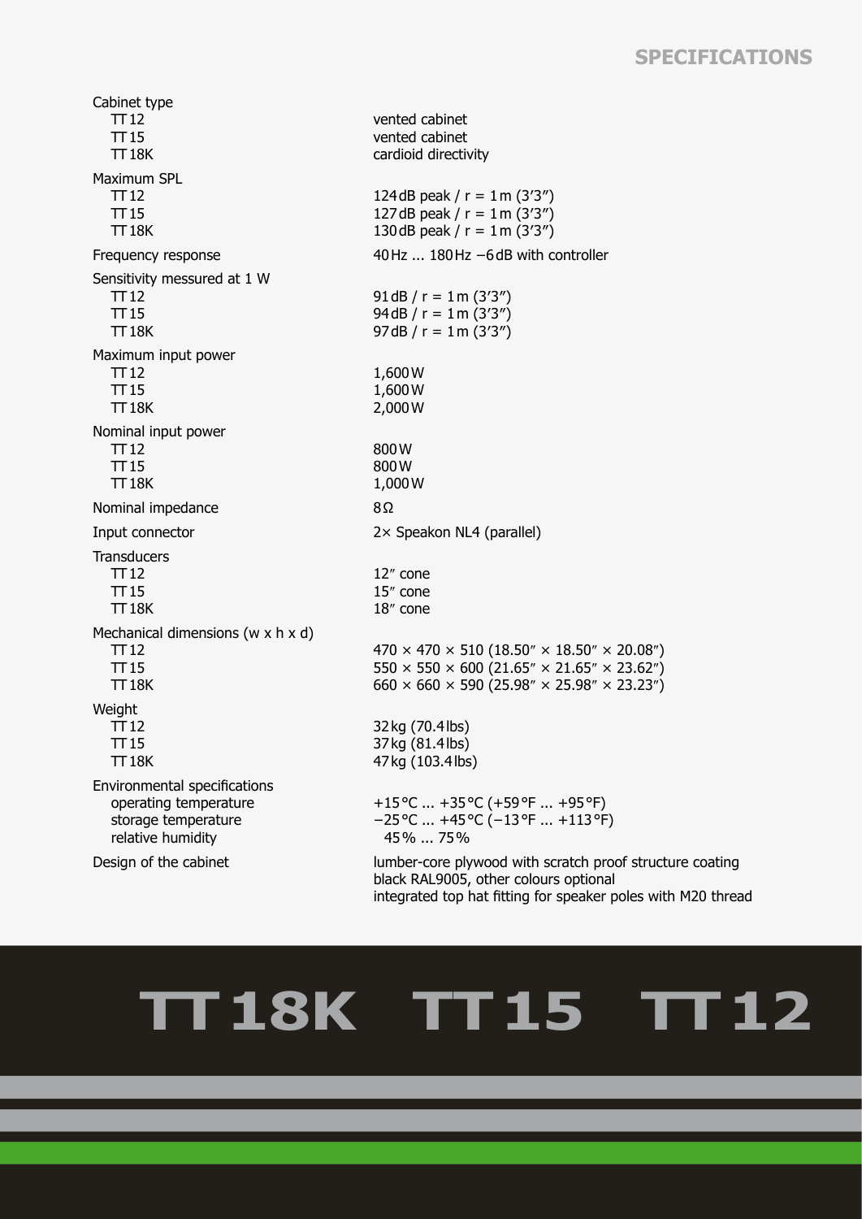# SPECIFICATIONS

| | |
|---|---|
| **Cabinet type** | |
| TT 12 | vented cabinet |
| TT 15 | vented cabinet |
| TT 18K | cardioid directivity |
| **Maximum SPL** | |
| TT 12 | 124 dB peak / r = 1 m (3'3") |
| TT 15 | 127 dB peak / r = 1 m (3'3") |
| TT 18K | 130 dB peak / r = 1 m (3'3") |
| **Frequency response** | 40 Hz ... 180 Hz −6 dB with controller |
| **Sensitivity messured at 1 W** | |
| TT 12 | 91 dB / r = 1 m (3'3") |
| TT 15 | 94 dB / r = 1 m (3'3") |
| TT 18K | 97 dB / r = 1 m (3'3") |
| **Maximum input power** | |
| TT 12 | 1,600 W |
| TT 15 | 1,600 W |
| TT 18K | 2,000 W |
| **Nominal input power** | |
| TT 12 | 800 W |
| TT 15 | 800 W |
| TT 18K | 1,000 W |
| **Nominal impedance** | 8 Ω |
| **Input connector** | 2× Speakon NL4 (parallel) |
| **Transducers** | |
| TT 12 | 12" cone |
| TT 15 | 15" cone |
| TT 18K | 18" cone |
| **Mechanical dimensions (w x h x d)** | |
| TT 12 | 470 × 470 × 510 (18.50" × 18.50" × 20.08") |
| TT 15 | 550 × 550 × 600 (21.65" × 21.65" × 23.62") |
| TT 18K | 660 × 660 × 590 (25.98" × 25.98" × 23.23") |
| **Weight** | |
| TT 12 | 32 kg (70.4 lbs) |
| TT 15 | 37 kg (81.4 lbs) |
| TT 18K | 47 kg (103.4 lbs) |
| **Environmental specifications** | |
| operating temperature | +15 °C ... +35 °C (+59 °F ... +95 °F) |
| storage temperature | −25 °C ... +45 °C (−13 °F ... +113 °F) |
| relative humidity | 45 % ... 75 % |
| **Design of the cabinet** | lumber-core plywood with scratch proof structure coating<br>black RAL9005, other colours optional<br>integrated top hat fitting for speaker poles with M20 thread |

# TT 18K TT 15 TT 12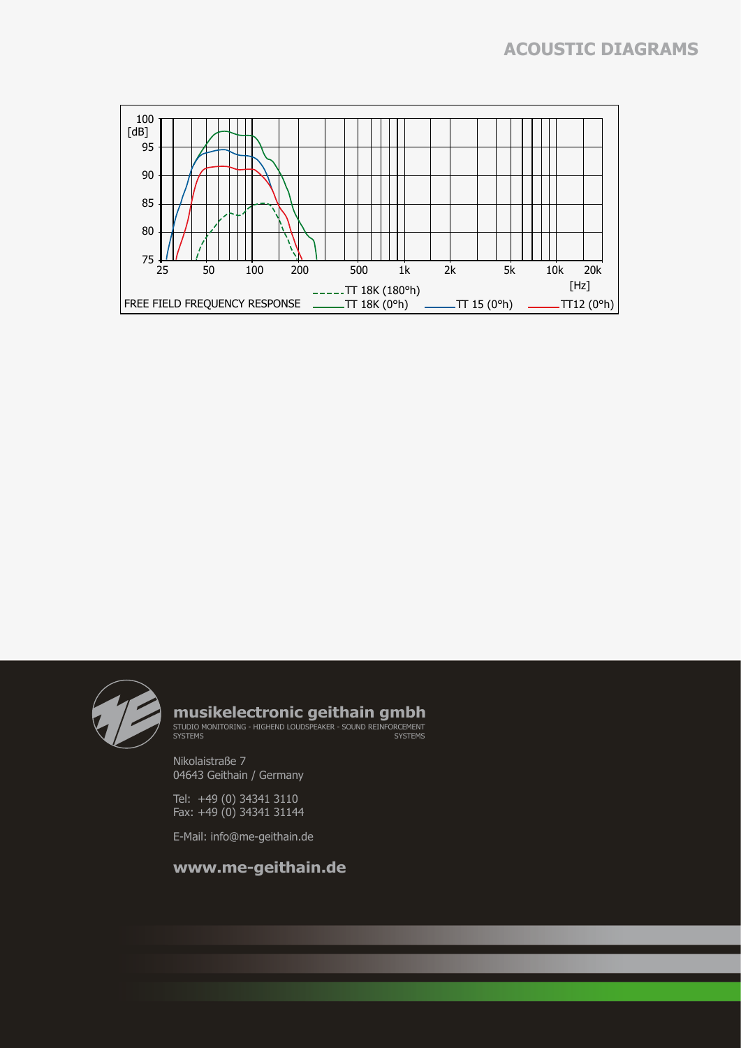## ACOUSTIC DIAGRAMS

100
[dB]
95
90
85
80
75
25
50
100
200
500
1k
2k
5k
10k
20k
[Hz]

FREE FIELD FREQUENCY RESPONSE
TT 18K (180°h)
TT 18K (0°h)
TT 15 (0°h)
TT12 (0°h)

**musikelectronic geithain gmbh**
STUDIO MONITORING - HIGHEND LOUDSPEAKER - SOUND REINFORCEMENT SYSTEMS

Nikolaistraße 7
04643 Geithain / Germany

Tel: +49 (0) 34341 3110
Fax: +49 (0) 34341 31144

E-Mail: info@me-geithain.de

**www.me-geithain.de**